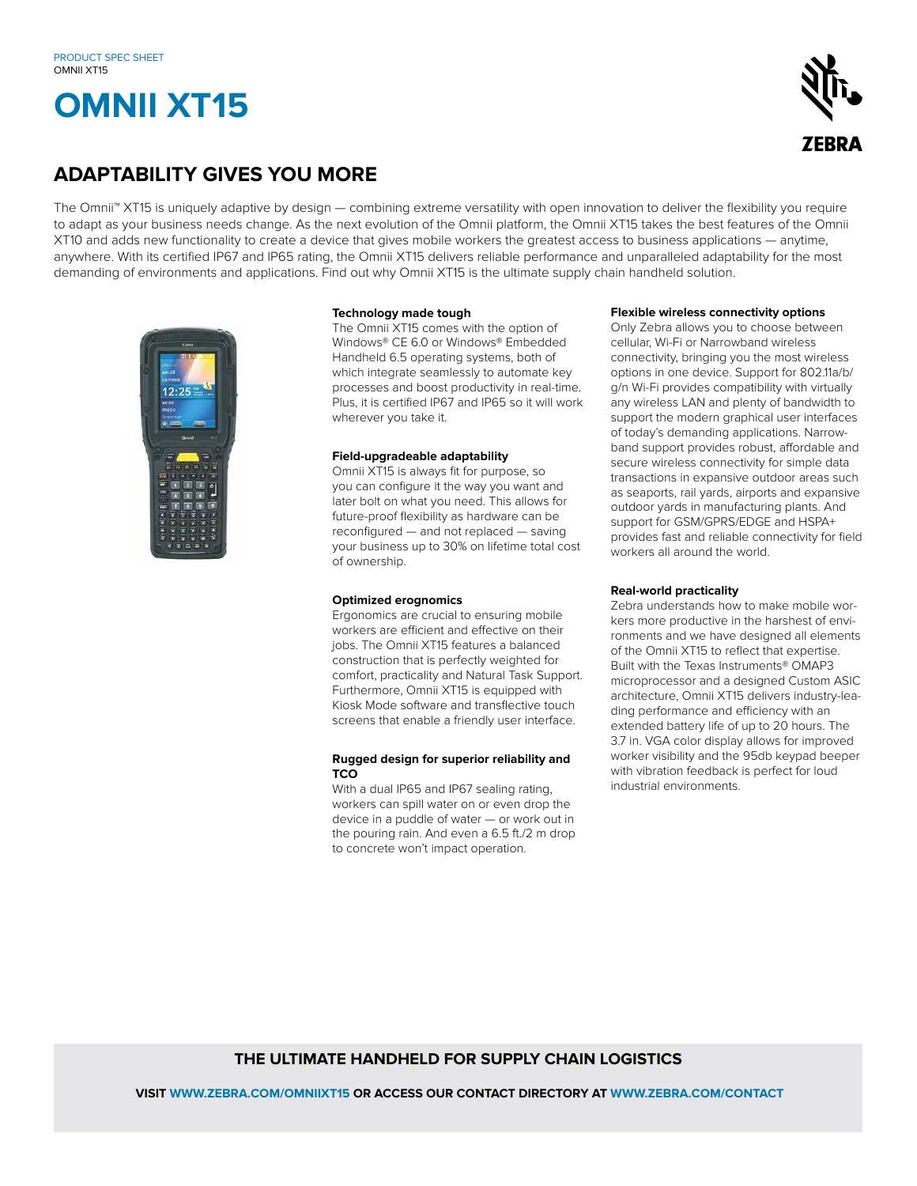PRODUCT SPEC SHEET
OMNII XT15

# OMNII XT15

## ADAPTABILITY GIVES YOU MORE

The Omnii™ XT15 is uniquely adaptive by design — combining extreme versatility with open innovation to deliver the flexibility you require to adapt as your business needs change. As the next evolution of the Omnii platform, the Omnii XT15 takes the best features of the Omnii XT10 and adds new functionality to create a device that gives mobile workers the greatest access to business applications — anytime, anywhere. With its certified IP67 and IP65 rating, the Omnii XT15 delivers reliable performance and unparalleled adaptability for the most demanding of environments and applications. Find out why Omnii XT15 is the ultimate supply chain handheld solution.

**Technology made tough**
The Omnii XT15 comes with the option of Windows® CE 6.0 or Windows® Embedded Handheld 6.5 operating systems, both of which integrate seamlessly to automate key processes and boost productivity in real-time. Plus, it is certified IP67 and IP65 so it will work wherever you take it.

**Field-upgradeable adaptability**
Omnii XT15 is always fit for purpose, so you can configure it the way you want and later bolt on what you need. This allows for future-proof flexibility as hardware can be reconfigured — and not replaced — saving your business up to 30% on lifetime total cost of ownership.

**Optimized erognomics**
Ergonomics are crucial to ensuring mobile workers are efficient and effective on their jobs. The Omnii XT15 features a balanced construction that is perfectly weighted for comfort, practicality and Natural Task Support. Furthermore, Omnii XT15 is equipped with Kiosk Mode software and transflective touch screens that enable a friendly user interface.

**Rugged design for superior reliability and TCO**
With a dual IP65 and IP67 sealing rating, workers can spill water on or even drop the device in a puddle of water — or work out in the pouring rain. And even a 6.5 ft./2 m drop to concrete won't impact operation.

**Flexible wireless connectivity options**
Only Zebra allows you to choose between cellular, Wi-Fi or Narrowband wireless connectivity, bringing you the most wireless options in one device. Support for 802.11a/b/g/n Wi-Fi provides compatibility with virtually any wireless LAN and plenty of bandwidth to support the modern graphical user interfaces of today's demanding applications. Narrow-band support provides robust, affordable and secure wireless connectivity for simple data transactions in expansive outdoor areas such as seaports, rail yards, airports and expansive outdoor yards in manufacturing plants. And support for GSM/GPRS/EDGE and HSPA+ provides fast and reliable connectivity for field workers all around the world.

**Real-world practicality**
Zebra understands how to make mobile workers more productive in the harshest of environments and we have designed all elements of the Omnii XT15 to reflect that expertise. Built with the Texas Instruments® OMAP3 microprocessor and a designed Custom ASIC architecture, Omnii XT15 delivers industry-leading performance and efficiency with an extended battery life of up to 20 hours. The 3.7 in. VGA color display allows for improved worker visibility and the 95db keypad beeper with vibration feedback is perfect for loud industrial environments.

**THE ULTIMATE HANDHELD FOR SUPPLY CHAIN LOGISTICS**

**VISIT WWW.ZEBRA.COM/OMNIIXT15 OR ACCESS OUR CONTACT DIRECTORY AT WWW.ZEBRA.COM/CONTACT**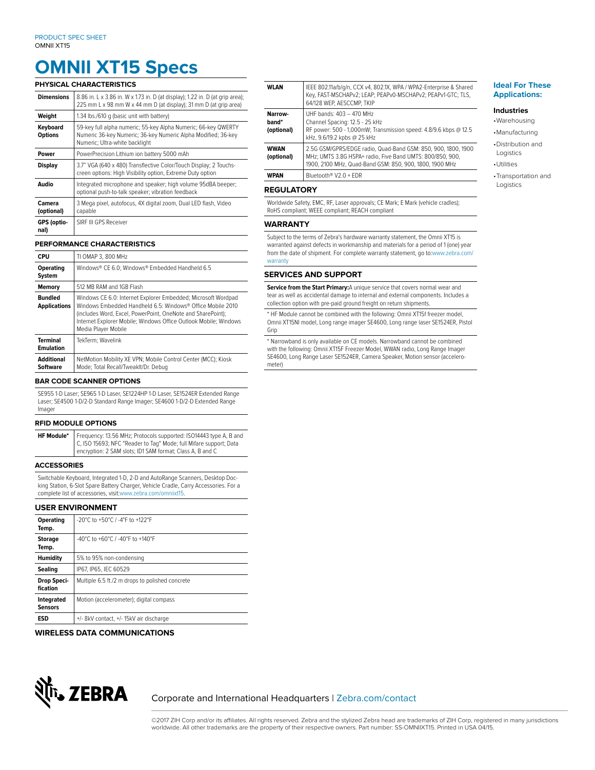PRODUCT SPEC SHEET
OMNII XT15

# OMNII XT15 Specs

## PHYSICAL CHARACTERISTICS

| | |
|---|---|
| **Dimensions** | 8.86 in. L x 3.86 in. W x 1.73 in. D (at display); 1.22 in. D (at grip area); 225 mm L x 98 mm W x 44 mm D (at display); 31 mm D (at grip area) |
| **Weight** | 1.34 lbs./610 g (basic unit with battery) |
| **Keyboard Options** | 59-key full alpha numeric; 55-key Alpha Numeric; 66-key QWERTY Numeric 36-key Numeric; 36-key Numeric Alpha Modified; 36-key Numeric; Ultra-white backlight |
| **Power** | PowerPrecision Lithium ion battery 5000 mAh |
| **Display** | 3.7" VGA (640 x 480) Transflective Color/Touch Display; 2 Touchscreen options: High Visibility option, Extreme Duty option |
| **Audio** | Integrated microphone and speaker; high volume 95dBA beeper; optional push-to-talk speaker; vibration feedback |
| **Camera (optional)** | 3 Mega pixel, autofocus, 4X digital zoom, Dual LED flash, Video capable |
| **GPS (optional)** | SIRF III GPS Receiver |

## PERFORMANCE CHARACTERISTICS

| | |
|---|---|
| **CPU** | TI OMAP 3, 800 MHz |
| **Operating System** | Windows® CE 6.0; Windows® Embedded Handheld 6.5 |
| **Memory** | 512 MB RAM and 1GB Flash |
| **Bundled Applications** | Windows CE 6.0: Internet Explorer Embedded; Microsoft Wordpad Windows Embedded Handheld 6.5: Windows® Office Mobile 2010 (includes Word, Excel, PowerPoint, OneNote and SharePoint); Internet Explorer Mobile; Windows Office Outlook Mobile; Windows Media Player Mobile |
| **Terminal Emulation** | TekTerm; Wavelink |
| **Additional Software** | NetMotion Mobility XE VPN; Mobile Control Center (MCC); Kiosk Mode; Total Recall/TweakIt/Dr. Debug |

## BAR CODE SCANNER OPTIONS

SE955 1-D Laser; SE965 1-D Laser, SE1224HP 1-D Laser, SE1524ER Extended Range Laser; SE4500 1-D/2-D Standard Range Imager; SE4600 1-D/2-D Extended Range Imager

## RFID MODULE OPTIONS

| | |
|---|---|
| **HF Module*** | Frequency: 13.56 MHz; Protocols supported: ISO14443 type A, B and C, ISO 15693; NFC "Reader to Tag" Mode; full Mifare support; Data encryption: 2 SAM slots; ID1 SAM format; Class A, B and C |

## ACCESSORIES

Switchable Keyboard, Integrated 1-D, 2-D and AutoRange Scanners, Desktop Docking Station, 6-Slot Spare Battery Charger, Vehicle Cradle, Carry Accessories. For a complete list of accessories, visit:www.zebra.com/omniixt15.

## USER ENVIRONMENT

| | |
|---|---|
| **Operating Temp.** | -20°C to +50°C / -4°F to +122°F |
| **Storage Temp.** | -40°C to +60°C / -40°F to +140°F |
| **Humidity** | 5% to 95% non-condensing |
| **Sealing** | IP67, IP65, IEC 60529 |
| **Drop Specification** | Multiple 6.5 ft./2 m drops to polished concrete |
| **Integrated Sensors** | Motion (accelerometer); digital compass |
| **ESD** | +/- 8kV contact, +/- 15kV air discharge |

## WIRELESS DATA COMMUNICATIONS

| | |
|---|---|
| **WLAN** | IEEE 802.11a/b/g/n, CCX v4, 802.1X, WPA / WPA2-Enterprise & Shared Key, FAST-MSCHAPv2; LEAP; PEAPv0-MSCHAPv2; PEAPv1-GTC; TLS, 64/128 WEP, AESCCMP, TKIP |
| **Narrow-band* (optional)** | UHF bands: 403 – 470 MHz<br>Channel Spacing: 12.5 - 25 kHz<br>RF power: 500 - 1,000mW; Transmission speed: 4.8/9.6 kbps @ 12.5 kHz, 9.6/19.2 kpbs @ 25 kHz |
| **WWAN (optional)** | 2.5G GSM/GPRS/EDGE radio, Quad-Band GSM: 850, 900, 1800, 1900 MHz; UMTS 3.8G HSPA+ radio, Five Band UMTS: 800/850, 900, 1900, 2100 MHz, Quad-Band GSM: 850, 900, 1800, 1900 MHz |
| **WPAN** | Bluetooth® V2.0 + EDR |

## REGULATORY

Worldwide Safety, EMC, RF, Laser approvals; CE Mark; E Mark (vehicle cradles); RoHS compliant; WEEE compliant; REACH compliant

## WARRANTY

Subject to the terms of Zebra's hardware warranty statement, the Omnii XT15 is warranted against defects in workmanship and materials for a period of 1 (one) year from the date of shipment. For complete warranty statement, go to:www.zebra.com/warranty

## SERVICES AND SUPPORT

**Service from the Start Primary:** A unique service that covers normal wear and tear as well as accidental damage to internal and external components. Includes a collection option with pre-paid ground freight on return shipments.

* HF Module cannot be combined with the following: Omnii XT15f freezer model, Omnii XT15NI model, Long range imager SE4600, Long range laser SE1524ER, Pistol Grip

* Narrowband is only available on CE models. Narrowband cannot be combined with the following: Omnii XT15F Freezer Model, WWAN radio, Long Range Imager SE4600, Long Range Laser SE1524ER, Camera Speaker, Motion sensor (accelerometer)

## Ideal For These Applications:

### Industries

- Warehousing
- Manufacturing
- Distribution and Logistics
- Utilities
- Transportation and Logistics

Corporate and International Headquarters | Zebra.com/contact

©2017 ZIH Corp and/or its affiliates. All rights reserved. Zebra and the stylized Zebra head are trademarks of ZIH Corp, registered in many jurisdictions worldwide. All other trademarks are the property of their respective owners. Part number: SS-OMNIIXT15. Printed in USA 04/15.